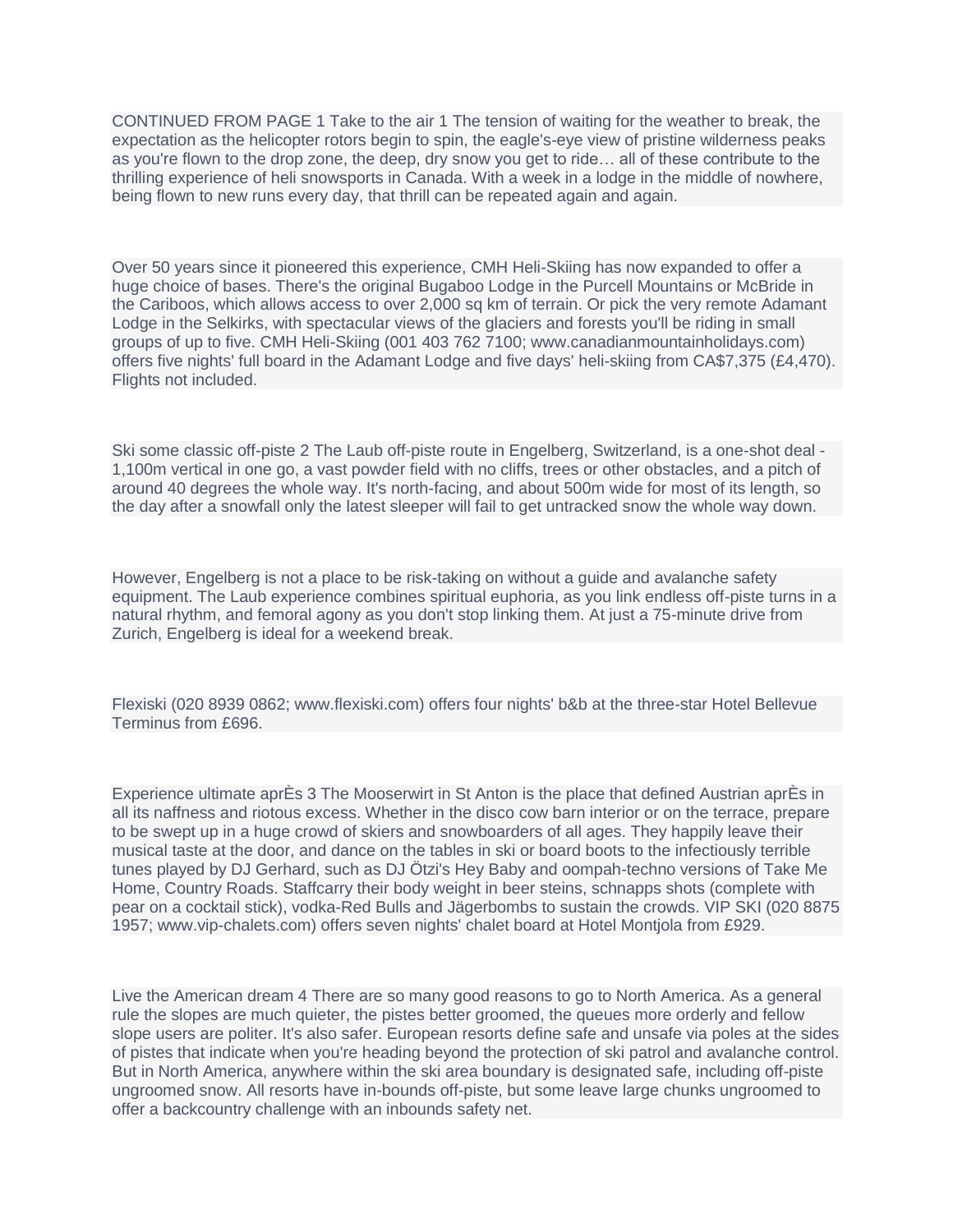CONTINUED FROM PAGE 1 Take to the air 1 The tension of waiting for the weather to break, the expectation as the helicopter rotors begin to spin, the eagle's-eye view of pristine wilderness peaks as you're flown to the drop zone, the deep, dry snow you get to ride… all of these contribute to the thrilling experience of heli snowsports in Canada. With a week in a lodge in the middle of nowhere, being flown to new runs every day, that thrill can be repeated again and again.

Over 50 years since it pioneered this experience, CMH Heli-Skiing has now expanded to offer a huge choice of bases. There's the original Bugaboo Lodge in the Purcell Mountains or McBride in the Cariboos, which allows access to over 2,000 sq km of terrain. Or pick the very remote Adamant Lodge in the Selkirks, with spectacular views of the glaciers and forests you'll be riding in small groups of up to five. CMH Heli-Skiing (001 403 762 7100; www.canadianmountainholidays.com) offers five nights' full board in the Adamant Lodge and five days' heli-skiing from CA$7,375 (£4,470). Flights not included.

Ski some classic off-piste 2 The Laub off-piste route in Engelberg, Switzerland, is a one-shot deal - 1,100m vertical in one go, a vast powder field with no cliffs, trees or other obstacles, and a pitch of around 40 degrees the whole way. It's north-facing, and about 500m wide for most of its length, so the day after a snowfall only the latest sleeper will fail to get untracked snow the whole way down.

However, Engelberg is not a place to be risk-taking on without a guide and avalanche safety equipment. The Laub experience combines spiritual euphoria, as you link endless off-piste turns in a natural rhythm, and femoral agony as you don't stop linking them. At just a 75-minute drive from Zurich, Engelberg is ideal for a weekend break.

Flexiski (020 8939 0862; www.flexiski.com) offers four nights' b&b at the three-star Hotel Bellevue Terminus from £696.

Experience ultimate aprÈs 3 The Mooserwirt in St Anton is the place that defined Austrian aprÈs in all its naffness and riotous excess. Whether in the disco cow barn interior or on the terrace, prepare to be swept up in a huge crowd of skiers and snowboarders of all ages. They happily leave their musical taste at the door, and dance on the tables in ski or board boots to the infectiously terrible tunes played by DJ Gerhard, such as DJ Ötzi's Hey Baby and oompah-techno versions of Take Me Home, Country Roads. Staffcarry their body weight in beer steins, schnapps shots (complete with pear on a cocktail stick), vodka-Red Bulls and Jägerbombs to sustain the crowds. VIP SKI (020 8875 1957; www.vip-chalets.com) offers seven nights' chalet board at Hotel Montjola from £929.

Live the American dream 4 There are so many good reasons to go to North America. As a general rule the slopes are much quieter, the pistes better groomed, the queues more orderly and fellow slope users are politer. It's also safer. European resorts define safe and unsafe via poles at the sides of pistes that indicate when you're heading beyond the protection of ski patrol and avalanche control. But in North America, anywhere within the ski area boundary is designated safe, including off-piste ungroomed snow. All resorts have in-bounds off-piste, but some leave large chunks ungroomed to offer a backcountry challenge with an inbounds safety net.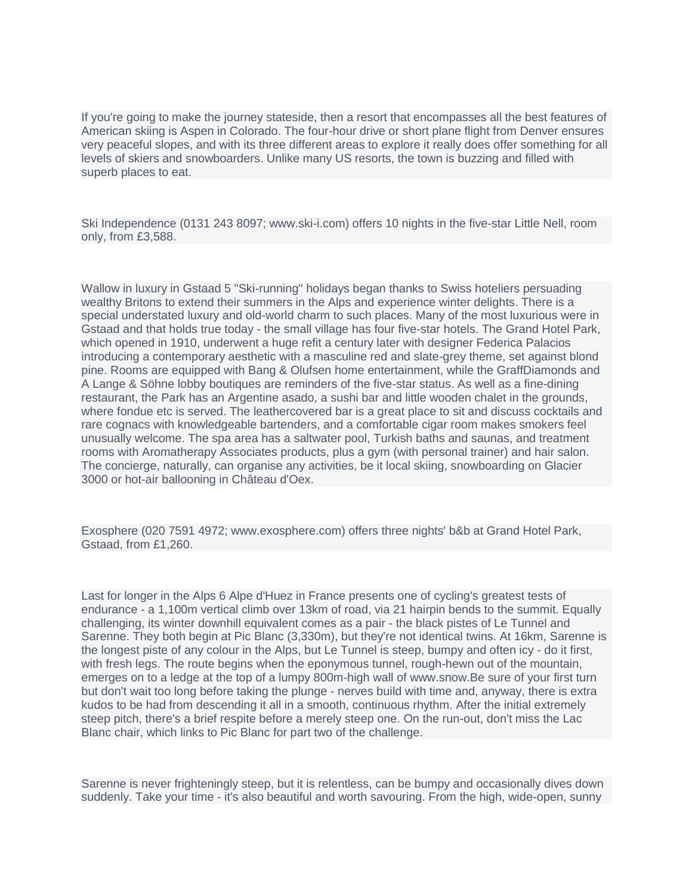If you're going to make the journey stateside, then a resort that encompasses all the best features of American skiing is Aspen in Colorado. The four-hour drive or short plane flight from Denver ensures very peaceful slopes, and with its three different areas to explore it really does offer something for all levels of skiers and snowboarders. Unlike many US resorts, the town is buzzing and filled with superb places to eat.

Ski Independence (0131 243 8097; www.ski-i.com) offers 10 nights in the five-star Little Nell, room only, from £3,588.

Wallow in luxury in Gstaad 5 "Ski-running" holidays began thanks to Swiss hoteliers persuading wealthy Britons to extend their summers in the Alps and experience winter delights. There is a special understated luxury and old-world charm to such places. Many of the most luxurious were in Gstaad and that holds true today - the small village has four five-star hotels. The Grand Hotel Park, which opened in 1910, underwent a huge refit a century later with designer Federica Palacios introducing a contemporary aesthetic with a masculine red and slate-grey theme, set against blond pine. Rooms are equipped with Bang & Olufsen home entertainment, while the GraffDiamonds and A Lange & Söhne lobby boutiques are reminders of the five-star status. As well as a fine-dining restaurant, the Park has an Argentine asado, a sushi bar and little wooden chalet in the grounds, where fondue etc is served. The leathercovered bar is a great place to sit and discuss cocktails and rare cognacs with knowledgeable bartenders, and a comfortable cigar room makes smokers feel unusually welcome. The spa area has a saltwater pool, Turkish baths and saunas, and treatment rooms with Aromatherapy Associates products, plus a gym (with personal trainer) and hair salon. The concierge, naturally, can organise any activities, be it local skiing, snowboarding on Glacier 3000 or hot-air ballooning in Château d'Oex.

Exosphere (020 7591 4972; www.exosphere.com) offers three nights' b&b at Grand Hotel Park, Gstaad, from £1,260.

Last for longer in the Alps 6 Alpe d'Huez in France presents one of cycling's greatest tests of endurance - a 1,100m vertical climb over 13km of road, via 21 hairpin bends to the summit. Equally challenging, its winter downhill equivalent comes as a pair - the black pistes of Le Tunnel and Sarenne. They both begin at Pic Blanc (3,330m), but they're not identical twins. At 16km, Sarenne is the longest piste of any colour in the Alps, but Le Tunnel is steep, bumpy and often icy - do it first, with fresh legs. The route begins when the eponymous tunnel, rough-hewn out of the mountain, emerges on to a ledge at the top of a lumpy 800m-high wall of www.snow.Be sure of your first turn but don't wait too long before taking the plunge - nerves build with time and, anyway, there is extra kudos to be had from descending it all in a smooth, continuous rhythm. After the initial extremely steep pitch, there's a brief respite before a merely steep one. On the run-out, don't miss the Lac Blanc chair, which links to Pic Blanc for part two of the challenge.

Sarenne is never frighteningly steep, but it is relentless, can be bumpy and occasionally dives down suddenly. Take your time - it's also beautiful and worth savouring. From the high, wide-open, sunny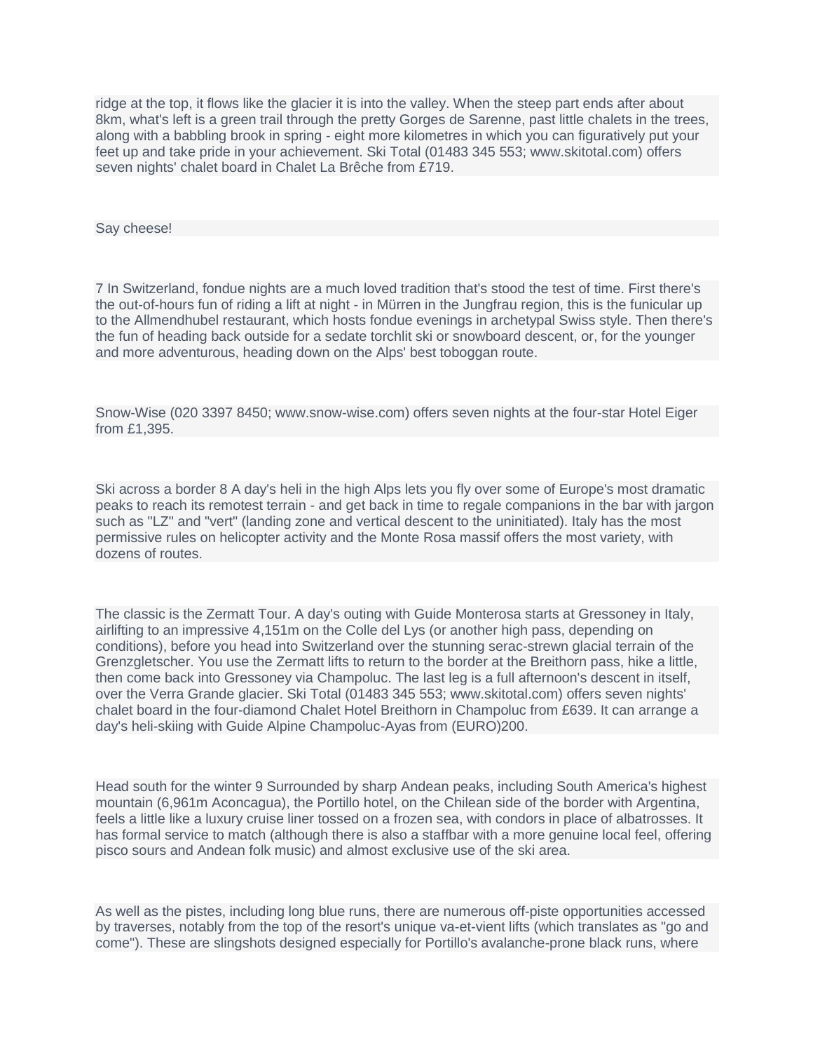ridge at the top, it flows like the glacier it is into the valley. When the steep part ends after about 8km, what's left is a green trail through the pretty Gorges de Sarenne, past little chalets in the trees, along with a babbling brook in spring - eight more kilometres in which you can figuratively put your feet up and take pride in your achievement. Ski Total (01483 345 553; www.skitotal.com) offers seven nights' chalet board in Chalet La Brêche from £719.

Say cheese!

7 In Switzerland, fondue nights are a much loved tradition that's stood the test of time. First there's the out-of-hours fun of riding a lift at night - in Mürren in the Jungfrau region, this is the funicular up to the Allmendhubel restaurant, which hosts fondue evenings in archetypal Swiss style. Then there's the fun of heading back outside for a sedate torchlit ski or snowboard descent, or, for the younger and more adventurous, heading down on the Alps' best toboggan route.

Snow-Wise (020 3397 8450; www.snow-wise.com) offers seven nights at the four-star Hotel Eiger from £1,395.

Ski across a border 8 A day's heli in the high Alps lets you fly over some of Europe's most dramatic peaks to reach its remotest terrain - and get back in time to regale companions in the bar with jargon such as "LZ" and "vert" (landing zone and vertical descent to the uninitiated). Italy has the most permissive rules on helicopter activity and the Monte Rosa massif offers the most variety, with dozens of routes.

The classic is the Zermatt Tour. A day's outing with Guide Monterosa starts at Gressoney in Italy, airlifting to an impressive 4,151m on the Colle del Lys (or another high pass, depending on conditions), before you head into Switzerland over the stunning serac-strewn glacial terrain of the Grenzgletscher. You use the Zermatt lifts to return to the border at the Breithorn pass, hike a little, then come back into Gressoney via Champoluc. The last leg is a full afternoon's descent in itself, over the Verra Grande glacier. Ski Total (01483 345 553; www.skitotal.com) offers seven nights' chalet board in the four-diamond Chalet Hotel Breithorn in Champoluc from £639. It can arrange a day's heli-skiing with Guide Alpine Champoluc-Ayas from (EURO)200.

Head south for the winter 9 Surrounded by sharp Andean peaks, including South America's highest mountain (6,961m Aconcagua), the Portillo hotel, on the Chilean side of the border with Argentina, feels a little like a luxury cruise liner tossed on a frozen sea, with condors in place of albatrosses. It has formal service to match (although there is also a staffbar with a more genuine local feel, offering pisco sours and Andean folk music) and almost exclusive use of the ski area.

As well as the pistes, including long blue runs, there are numerous off-piste opportunities accessed by traverses, notably from the top of the resort's unique va-et-vient lifts (which translates as "go and come"). These are slingshots designed especially for Portillo's avalanche-prone black runs, where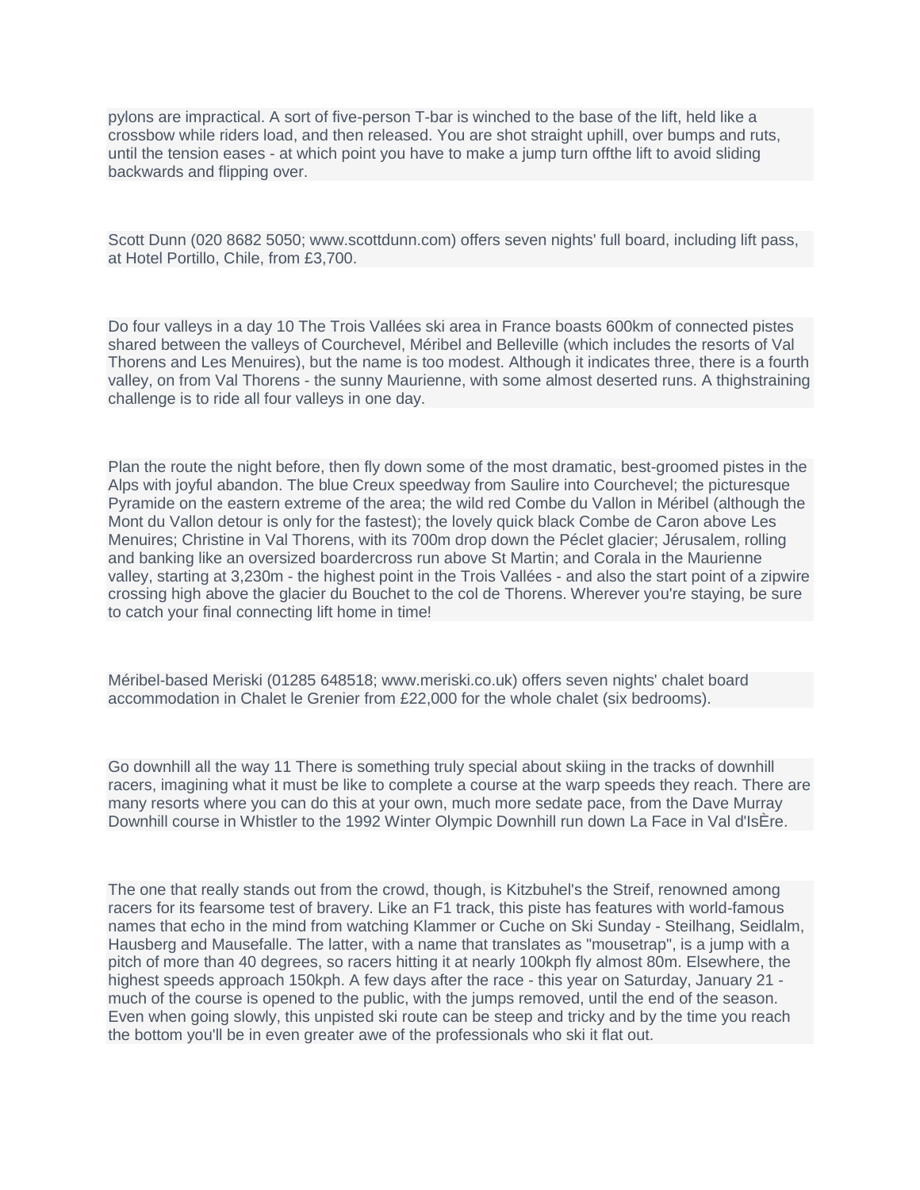pylons are impractical. A sort of five-person T-bar is winched to the base of the lift, held like a crossbow while riders load, and then released. You are shot straight uphill, over bumps and ruts, until the tension eases - at which point you have to make a jump turn offthe lift to avoid sliding backwards and flipping over.

Scott Dunn (020 8682 5050; www.scottdunn.com) offers seven nights' full board, including lift pass, at Hotel Portillo, Chile, from £3,700.

Do four valleys in a day 10 The Trois Vallées ski area in France boasts 600km of connected pistes shared between the valleys of Courchevel, Méribel and Belleville (which includes the resorts of Val Thorens and Les Menuires), but the name is too modest. Although it indicates three, there is a fourth valley, on from Val Thorens - the sunny Maurienne, with some almost deserted runs. A thighstraining challenge is to ride all four valleys in one day.

Plan the route the night before, then fly down some of the most dramatic, best-groomed pistes in the Alps with joyful abandon. The blue Creux speedway from Saulire into Courchevel; the picturesque Pyramide on the eastern extreme of the area; the wild red Combe du Vallon in Méribel (although the Mont du Vallon detour is only for the fastest); the lovely quick black Combe de Caron above Les Menuires; Christine in Val Thorens, with its 700m drop down the Péclet glacier; Jérusalem, rolling and banking like an oversized boardercross run above St Martin; and Corala in the Maurienne valley, starting at 3,230m - the highest point in the Trois Vallées - and also the start point of a zipwire crossing high above the glacier du Bouchet to the col de Thorens. Wherever you're staying, be sure to catch your final connecting lift home in time!

Méribel-based Meriski (01285 648518; www.meriski.co.uk) offers seven nights' chalet board accommodation in Chalet le Grenier from £22,000 for the whole chalet (six bedrooms).

Go downhill all the way 11 There is something truly special about skiing in the tracks of downhill racers, imagining what it must be like to complete a course at the warp speeds they reach. There are many resorts where you can do this at your own, much more sedate pace, from the Dave Murray Downhill course in Whistler to the 1992 Winter Olympic Downhill run down La Face in Val d'IsÈre.

The one that really stands out from the crowd, though, is Kitzbuhel's the Streif, renowned among racers for its fearsome test of bravery. Like an F1 track, this piste has features with world-famous names that echo in the mind from watching Klammer or Cuche on Ski Sunday - Steilhang, Seidlalm, Hausberg and Mausefalle. The latter, with a name that translates as "mousetrap", is a jump with a pitch of more than 40 degrees, so racers hitting it at nearly 100kph fly almost 80m. Elsewhere, the highest speeds approach 150kph. A few days after the race - this year on Saturday, January 21 - much of the course is opened to the public, with the jumps removed, until the end of the season. Even when going slowly, this unpisted ski route can be steep and tricky and by the time you reach the bottom you'll be in even greater awe of the professionals who ski it flat out.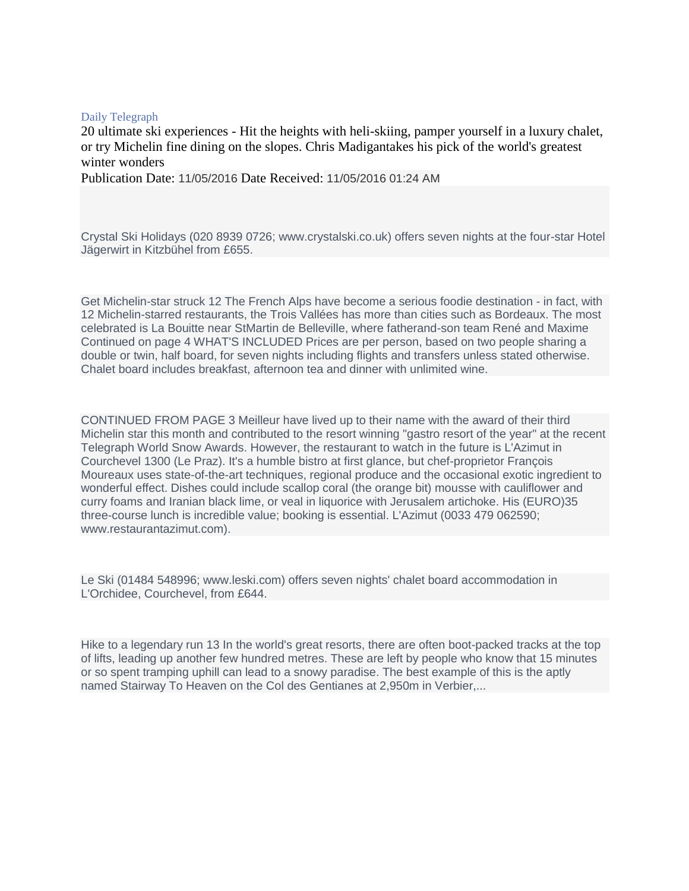Daily Telegraph

20 ultimate ski experiences - Hit the heights with heli-skiing, pamper yourself in a luxury chalet, or try Michelin fine dining on the slopes. Chris Madigantakes his pick of the world's greatest winter wonders

Publication Date: 11/05/2016 Date Received: 11/05/2016 01:24 AM

Crystal Ski Holidays (020 8939 0726; www.crystalski.co.uk) offers seven nights at the four-star Hotel Jägerwirt in Kitzbühel from £655.

Get Michelin-star struck 12 The French Alps have become a serious foodie destination - in fact, with 12 Michelin-starred restaurants, the Trois Vallées has more than cities such as Bordeaux. The most celebrated is La Bouitte near StMartin de Belleville, where fatherand-son team René and Maxime Continued on page 4 WHAT'S INCLUDED Prices are per person, based on two people sharing a double or twin, half board, for seven nights including flights and transfers unless stated otherwise. Chalet board includes breakfast, afternoon tea and dinner with unlimited wine.

CONTINUED FROM PAGE 3 Meilleur have lived up to their name with the award of their third Michelin star this month and contributed to the resort winning "gastro resort of the year" at the recent Telegraph World Snow Awards. However, the restaurant to watch in the future is L'Azimut in Courchevel 1300 (Le Praz). It's a humble bistro at first glance, but chef-proprietor François Moureaux uses state-of-the-art techniques, regional produce and the occasional exotic ingredient to wonderful effect. Dishes could include scallop coral (the orange bit) mousse with cauliflower and curry foams and Iranian black lime, or veal in liquorice with Jerusalem artichoke. His (EURO)35 three-course lunch is incredible value; booking is essential. L'Azimut (0033 479 062590; www.restaurantazimut.com).

Le Ski (01484 548996; www.leski.com) offers seven nights' chalet board accommodation in L'Orchidee, Courchevel, from £644.

Hike to a legendary run 13 In the world's great resorts, there are often boot-packed tracks at the top of lifts, leading up another few hundred metres. These are left by people who know that 15 minutes or so spent tramping uphill can lead to a snowy paradise. The best example of this is the aptly named Stairway To Heaven on the Col des Gentianes at 2,950m in Verbier,...